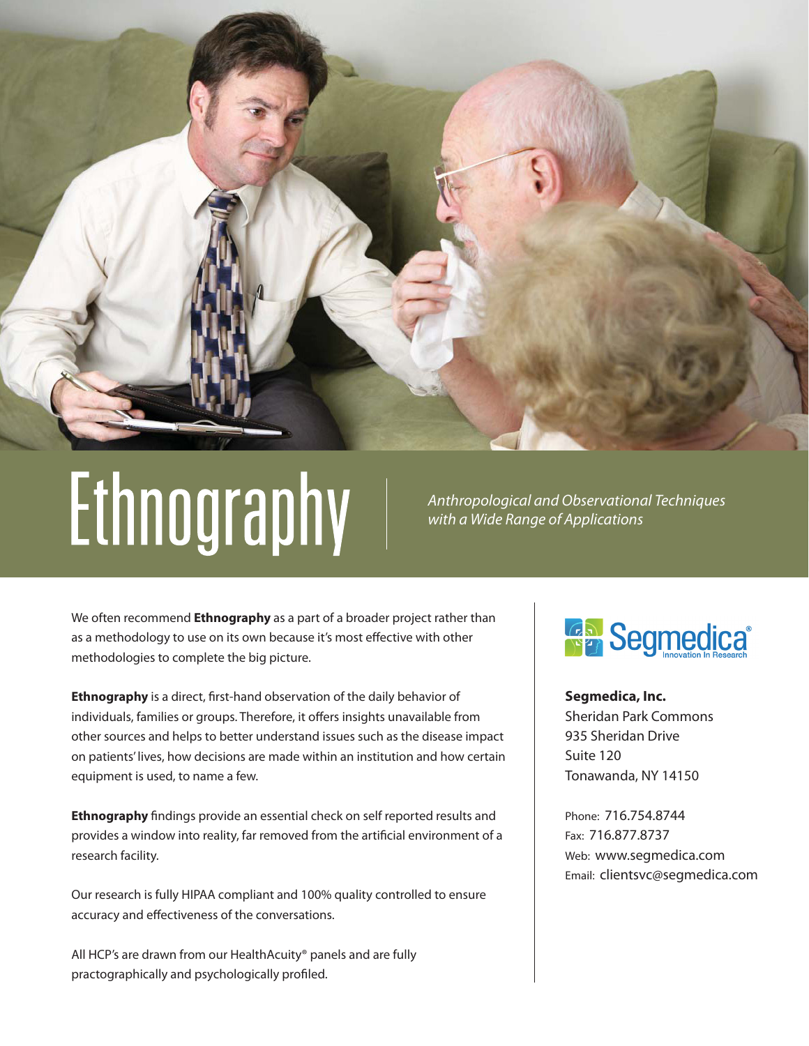# Ethnography

*Anthropological and Observational Techniques with a Wide Range of Applications*

We often recommend **Ethnography** as a part of a broader project rather than as a methodology to use on its own because it's most effective with other methodologies to complete the big picture.

**Ethnography** is a direct, first-hand observation of the daily behavior of individuals, families or groups. Therefore, it offers insights unavailable from other sources and helps to better understand issues such as the disease impact on patients' lives, how decisions are made within an institution and how certain equipment is used, to name a few.

**Ethnography** findings provide an essential check on self reported results and provides a window into reality, far removed from the artificial environment of a research facility.

Our research is fully HIPAA compliant and 100% quality controlled to ensure accuracy and effectiveness of the conversations.

All HCP's are drawn from our HealthAcuity® panels and are fully practographically and psychologically profiled.

Segmedica®
Innovation In Research

**Segmedica, Inc.**
Sheridan Park Commons
935 Sheridan Drive
Suite 120
Tonawanda, NY 14150

Phone: 716.754.8744
Fax: 716.877.8737
Web: www.segmedica.com
Email: clientsvc@segmedica.com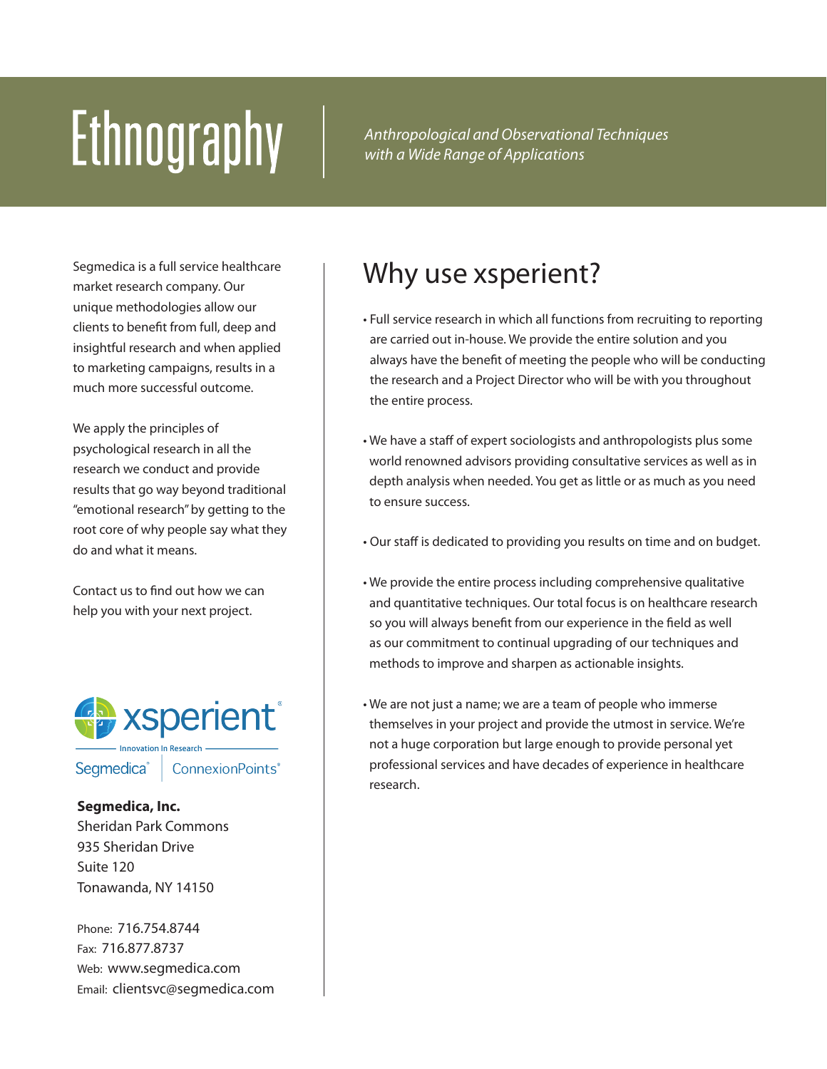# Ethnography

*Anthropological and Observational Techniques with a Wide Range of Applications*

Segmedica is a full service healthcare market research company. Our unique methodologies allow our clients to benefit from full, deep and insightful research and when applied to marketing campaigns, results in a much more successful outcome.

We apply the principles of psychological research in all the research we conduct and provide results that go way beyond traditional "emotional research" by getting to the root core of why people say what they do and what it means.

Contact us to find out how we can help you with your next project.

xsperient®

Innovation In Research

Segmedica® | ConnexionPoints®

**Segmedica, Inc.**
Sheridan Park Commons
935 Sheridan Drive
Suite 120
Tonawanda, NY 14150

Phone: 716.754.8744
Fax: 716.877.8737
Web: www.segmedica.com
Email: clientsvc@segmedica.com

## Why use xsperient?

- Full service research in which all functions from recruiting to reporting are carried out in-house. We provide the entire solution and you always have the benefit of meeting the people who will be conducting the research and a Project Director who will be with you throughout the entire process.

- We have a staff of expert sociologists and anthropologists plus some world renowned advisors providing consultative services as well as in depth analysis when needed. You get as little or as much as you need to ensure success.

- Our staff is dedicated to providing you results on time and on budget.

- We provide the entire process including comprehensive qualitative and quantitative techniques. Our total focus is on healthcare research so you will always benefit from our experience in the field as well as our commitment to continual upgrading of our techniques and methods to improve and sharpen as actionable insights.

- We are not just a name; we are a team of people who immerse themselves in your project and provide the utmost in service. We're not a huge corporation but large enough to provide personal yet professional services and have decades of experience in healthcare research.